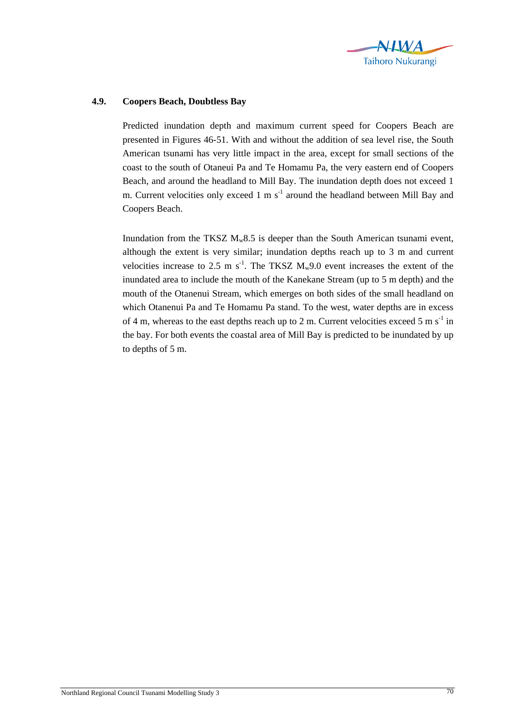## 4.9. Coopers Beach, Doubtless Bay

Predicted inundation depth and maximum current speed for Coopers Beach are presented in Figures 46-51. With and without the addition of sea level rise, the South American tsunami has very little impact in the area, except for small sections of the coast to the south of Otaneui Pa and Te Homamu Pa, the very eastern end of Coopers Beach, and around the headland to Mill Bay. The inundation depth does not exceed 1 m. Current velocities only exceed 1 m $s^{-1}$ around the headland between Mill Bay and Coopers Beach.

Inundation from the TKSZ $M_w$8.5 is deeper than the South American tsunami event, although the extent is very similar; inundation depths reach up to 3 m and current velocities increase to 2.5 m $s^{-1}$. The TKSZ $M_w$9.0 event increases the extent of the inundated area to include the mouth of the Kanekane Stream (up to 5 m depth) and the mouth of the Otanenui Stream, which emerges on both sides of the small headland on which Otanenui Pa and Te Homamu Pa stand. To the west, water depths are in excess of 4 m, whereas to the east depths reach up to 2 m. Current velocities exceed 5 m $s^{-1}$ in the bay. For both events the coastal area of Mill Bay is predicted to be inundated by up to depths of 5 m.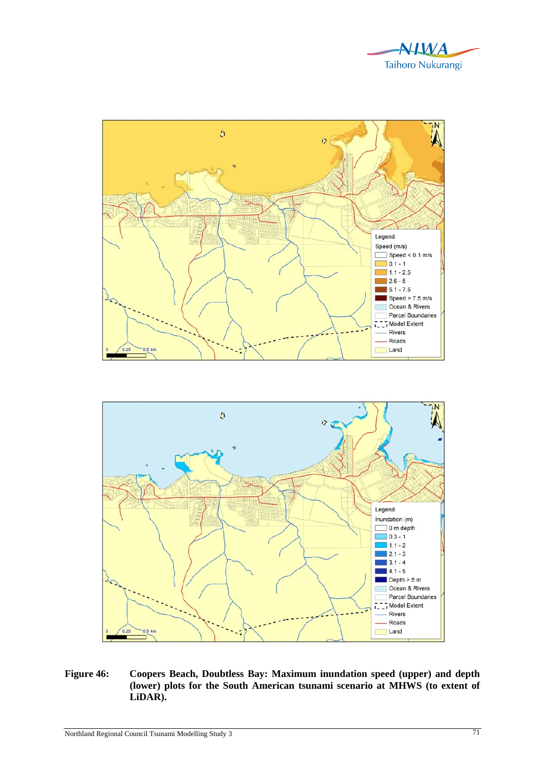**Figure 46: Coopers Beach, Doubtless Bay: Maximum inundation speed (upper) and depth (lower) plots for the South American tsunami scenario at MHWS (to extent of LiDAR).**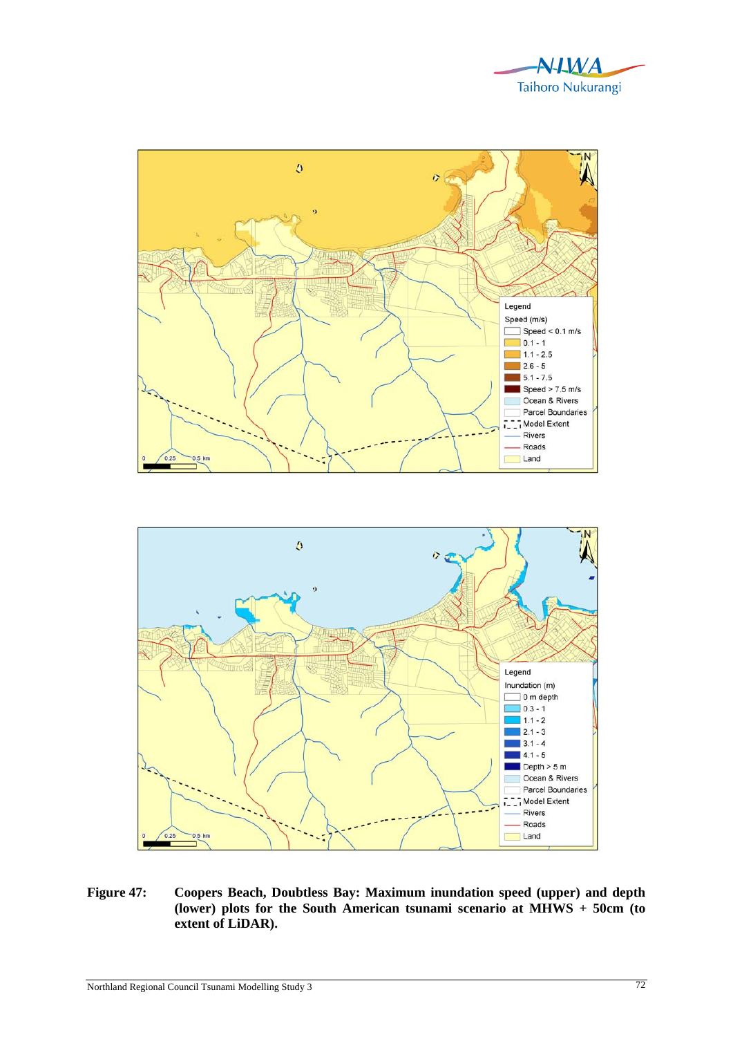**Figure 47: Coopers Beach, Doubtless Bay: Maximum inundation speed (upper) and depth (lower) plots for the South American tsunami scenario at MHWS + 50cm (to extent of LiDAR).**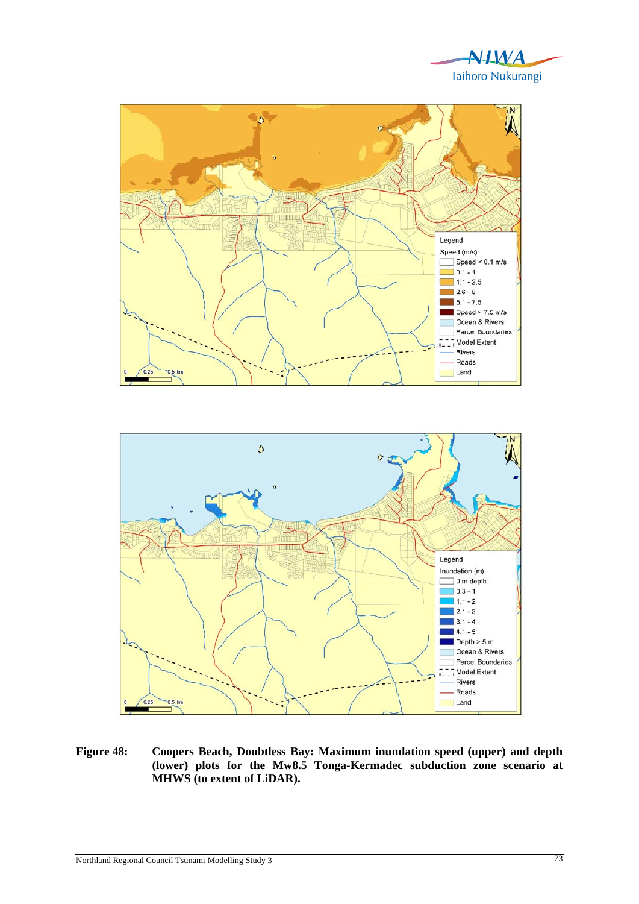**Figure 48: Coopers Beach, Doubtless Bay: Maximum inundation speed (upper) and depth (lower) plots for the Mw8.5 Tonga-Kermadec subduction zone scenario at MHWS (to extent of LiDAR).**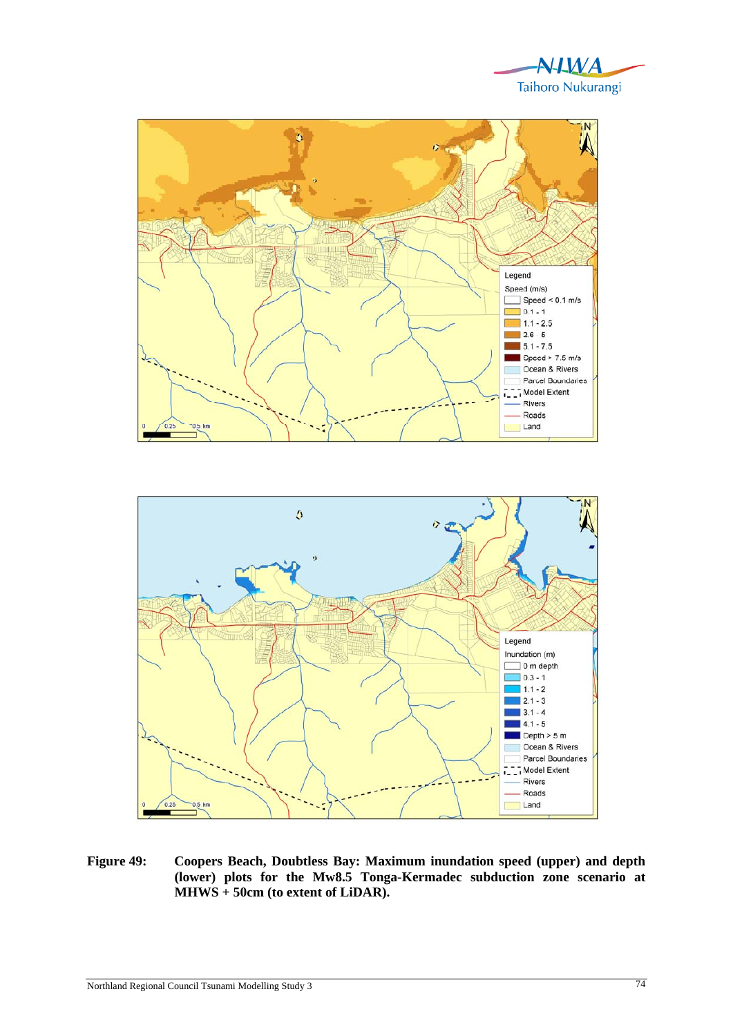**Figure 49: Coopers Beach, Doubtless Bay: Maximum inundation speed (upper) and depth (lower) plots for the Mw8.5 Tonga-Kermadec subduction zone scenario at MHWS + 50cm (to extent of LiDAR).**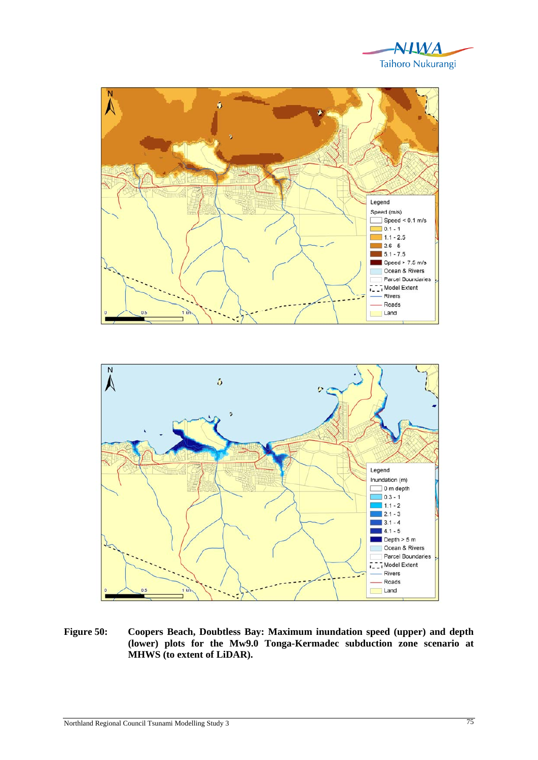**Figure 50:** **Coopers Beach, Doubtless Bay: Maximum inundation speed (upper) and depth (lower) plots for the Mw9.0 Tonga-Kermadec subduction zone scenario at MHWS (to extent of LiDAR).**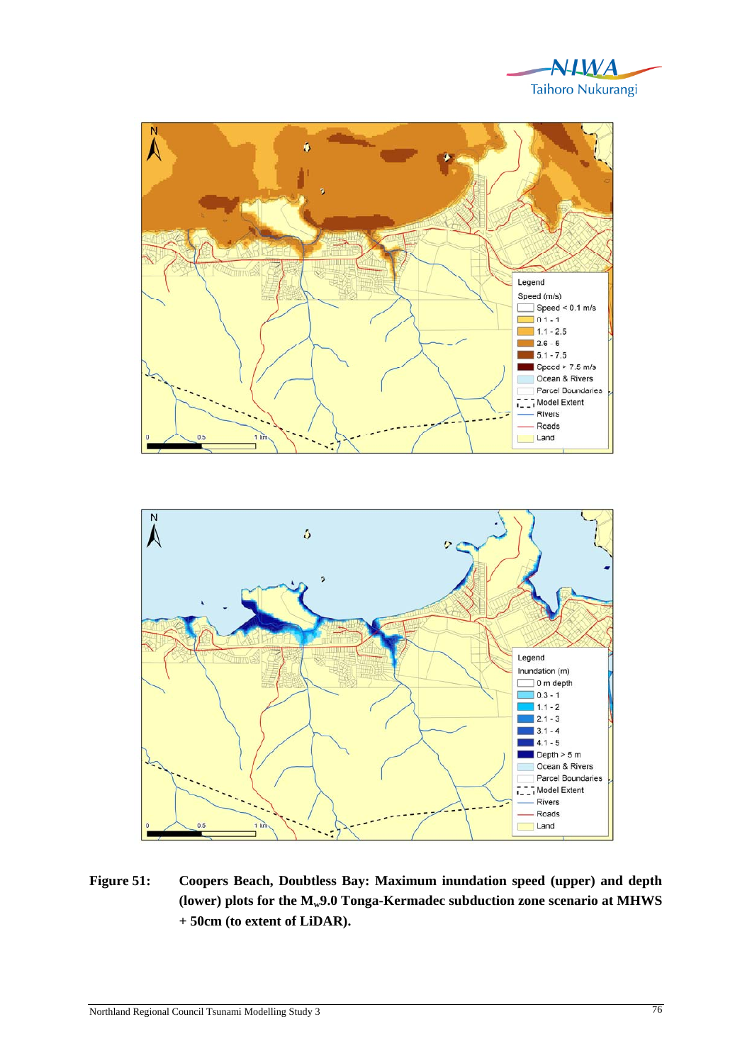N

Legend

Speed (m/s)

Speed < 0.1 m/s

0.1 - 1

1.1 - 2.5

2.6 - 5

5.1 - 7.5

Speed > 7.5 m/s

Ocean & Rivers

Parcel Boundaries

Model Extent

Rivers

Roads

Land

0 0.5 1 km

N

Legend

Inundation (m)

0 m depth

0.3 - 1

1.1 - 2

2.1 - 3

3.1 - 4

4.1 - 5

Depth > 5 m

Ocean & Rivers

Parcel Boundaries

Model Extent

Rivers

Roads

Land

0 0.5 1 km

**Figure 51: Coopers Beach, Doubtless Bay: Maximum inundation speed (upper) and depth (lower) plots for the $M_w$9.0 Tonga-Kermadec subduction zone scenario at MHWS + 50cm (to extent of LiDAR).**